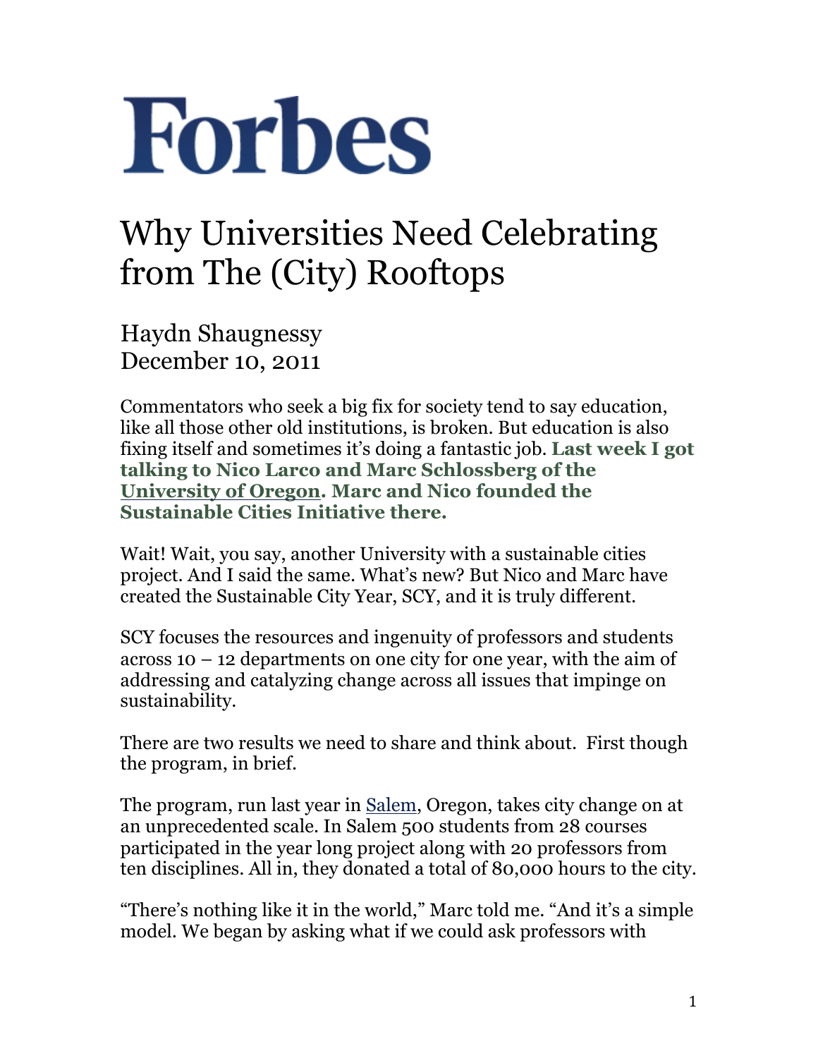# Forbes

# Why Universities Need Celebrating from The (City) Rooftops

Haydn Shaugnessy
December 10, 2011

Commentators who seek a big fix for society tend to say education, like all those other old institutions, is broken. But education is also fixing itself and sometimes it's doing a fantastic job. **Last week I got talking to Nico Larco and Marc Schlossberg of the University of Oregon. Marc and Nico founded the Sustainable Cities Initiative there.**

Wait! Wait, you say, another University with a sustainable cities project. And I said the same. What's new? But Nico and Marc have created the Sustainable City Year, SCY, and it is truly different.

SCY focuses the resources and ingenuity of professors and students across 10 – 12 departments on one city for one year, with the aim of addressing and catalyzing change across all issues that impinge on sustainability.

There are two results we need to share and think about. First though the program, in brief.

The program, run last year in Salem, Oregon, takes city change on at an unprecedented scale. In Salem 500 students from 28 courses participated in the year long project along with 20 professors from ten disciplines. All in, they donated a total of 80,000 hours to the city.

"There's nothing like it in the world," Marc told me. "And it's a simple model. We began by asking what if we could ask professors with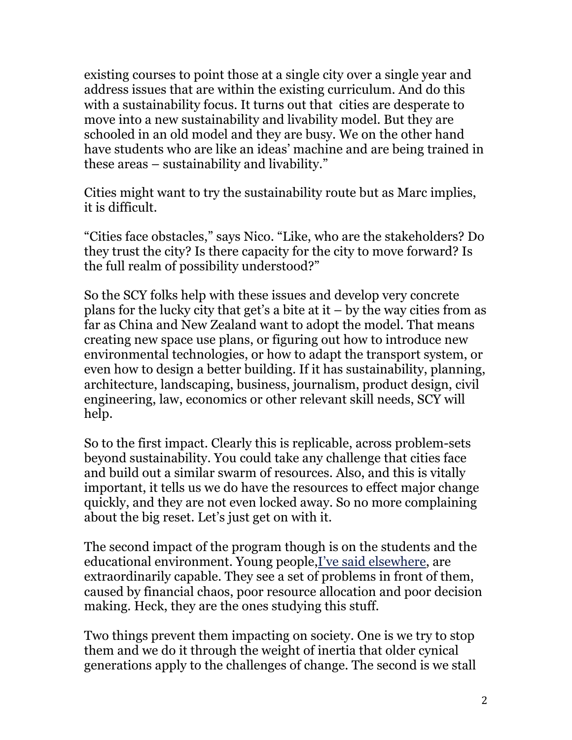existing courses to point those at a single city over a single year and address issues that are within the existing curriculum. And do this with a sustainability focus. It turns out that cities are desperate to move into a new sustainability and livability model. But they are schooled in an old model and they are busy. We on the other hand have students who are like an ideas' machine and are being trained in these areas – sustainability and livability."

Cities might want to try the sustainability route but as Marc implies, it is difficult.

"Cities face obstacles," says Nico. "Like, who are the stakeholders? Do they trust the city? Is there capacity for the city to move forward? Is the full realm of possibility understood?"

So the SCY folks help with these issues and develop very concrete plans for the lucky city that get's a bite at it – by the way cities from as far as China and New Zealand want to adopt the model. That means creating new space use plans, or figuring out how to introduce new environmental technologies, or how to adapt the transport system, or even how to design a better building. If it has sustainability, planning, architecture, landscaping, business, journalism, product design, civil engineering, law, economics or other relevant skill needs, SCY will help.

So to the first impact. Clearly this is replicable, across problem-sets beyond sustainability. You could take any challenge that cities face and build out a similar swarm of resources. Also, and this is vitally important, it tells us we do have the resources to effect major change quickly, and they are not even locked away. So no more complaining about the big reset. Let's just get on with it.

The second impact of the program though is on the students and the educational environment. Young people, [I've said elsewhere](), are extraordinarily capable. They see a set of problems in front of them, caused by financial chaos, poor resource allocation and poor decision making. Heck, they are the ones studying this stuff.

Two things prevent them impacting on society. One is we try to stop them and we do it through the weight of inertia that older cynical generations apply to the challenges of change. The second is we stall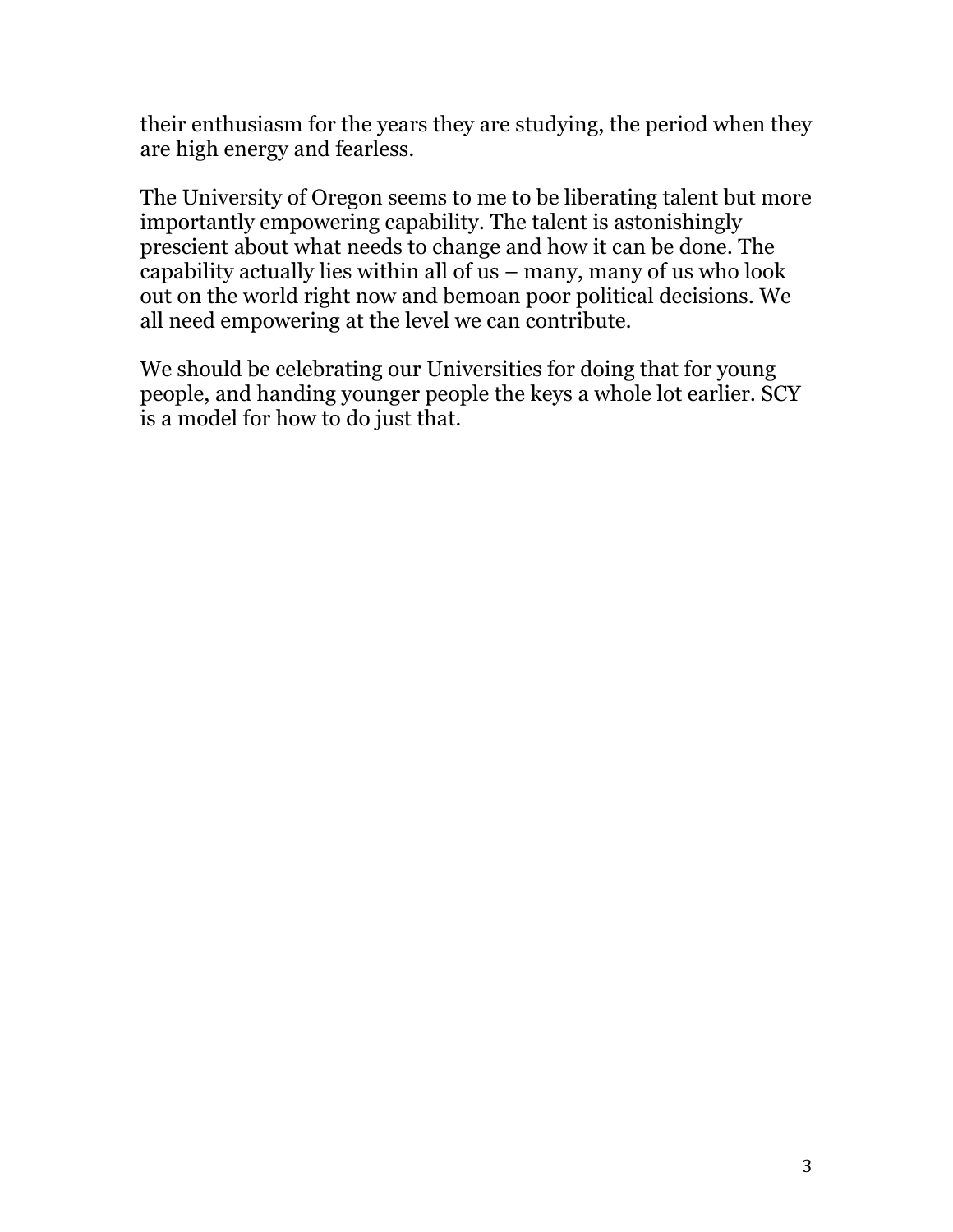their enthusiasm for the years they are studying, the period when they are high energy and fearless.

The University of Oregon seems to me to be liberating talent but more importantly empowering capability. The talent is astonishingly prescient about what needs to change and how it can be done. The capability actually lies within all of us – many, many of us who look out on the world right now and bemoan poor political decisions. We all need empowering at the level we can contribute.

We should be celebrating our Universities for doing that for young people, and handing younger people the keys a whole lot earlier. SCY is a model for how to do just that.